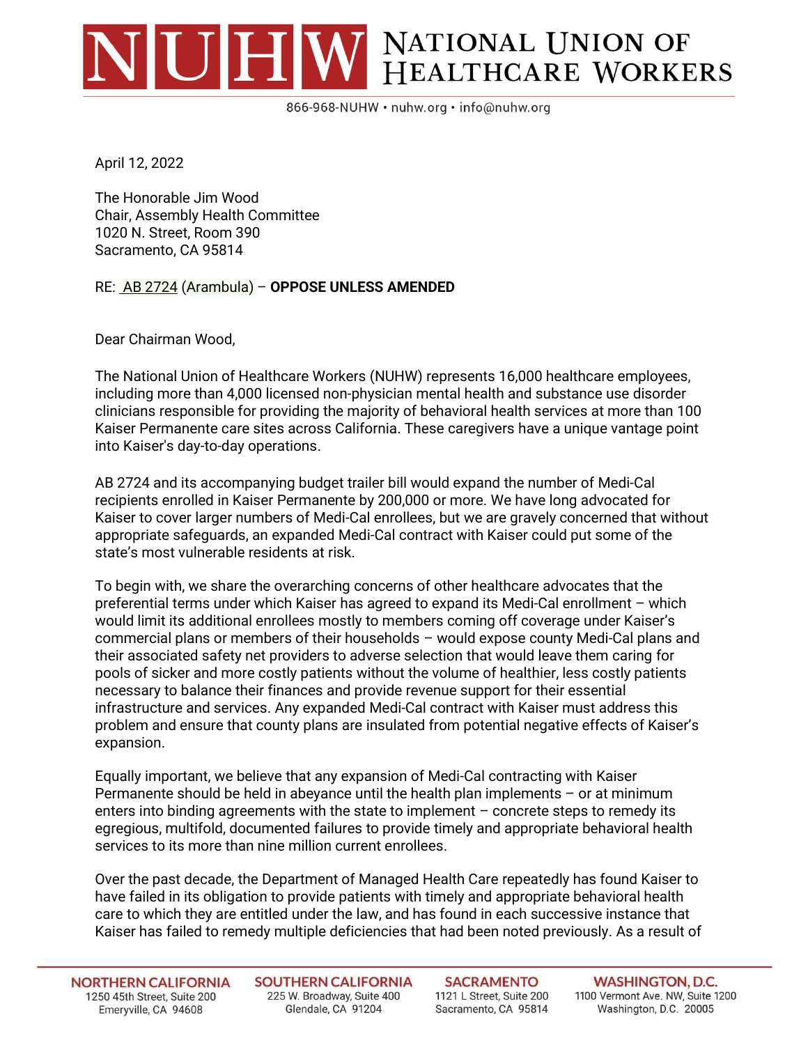# NUHW NATIONAL UNION OF HEALTHCARE WORKERS

866-968-NUHW • nuhw.org • info@nuhw.org

April 12, 2022

The Honorable Jim Wood
Chair, Assembly Health Committee
1020 N. Street, Room 390
Sacramento, CA 95814

RE: AB 2724 (Arambula) – **OPPOSE UNLESS AMENDED**

Dear Chairman Wood,

The National Union of Healthcare Workers (NUHW) represents 16,000 healthcare employees, including more than 4,000 licensed non-physician mental health and substance use disorder clinicians responsible for providing the majority of behavioral health services at more than 100 Kaiser Permanente care sites across California. These caregivers have a unique vantage point into Kaiser's day-to-day operations.

AB 2724 and its accompanying budget trailer bill would expand the number of Medi-Cal recipients enrolled in Kaiser Permanente by 200,000 or more. We have long advocated for Kaiser to cover larger numbers of Medi-Cal enrollees, but we are gravely concerned that without appropriate safeguards, an expanded Medi-Cal contract with Kaiser could put some of the state's most vulnerable residents at risk.

To begin with, we share the overarching concerns of other healthcare advocates that the preferential terms under which Kaiser has agreed to expand its Medi-Cal enrollment – which would limit its additional enrollees mostly to members coming off coverage under Kaiser's commercial plans or members of their households – would expose county Medi-Cal plans and their associated safety net providers to adverse selection that would leave them caring for pools of sicker and more costly patients without the volume of healthier, less costly patients necessary to balance their finances and provide revenue support for their essential infrastructure and services. Any expanded Medi-Cal contract with Kaiser must address this problem and ensure that county plans are insulated from potential negative effects of Kaiser's expansion.

Equally important, we believe that any expansion of Medi-Cal contracting with Kaiser Permanente should be held in abeyance until the health plan implements – or at minimum enters into binding agreements with the state to implement – concrete steps to remedy its egregious, multifold, documented failures to provide timely and appropriate behavioral health services to its more than nine million current enrollees.

Over the past decade, the Department of Managed Health Care repeatedly has found Kaiser to have failed in its obligation to provide patients with timely and appropriate behavioral health care to which they are entitled under the law, and has found in each successive instance that Kaiser has failed to remedy multiple deficiencies that had been noted previously. As a result of

**NORTHERN CALIFORNIA**
1250 45th Street, Suite 200
Emeryville, CA 94608

**SOUTHERN CALIFORNIA**
225 W. Broadway, Suite 400
Glendale, CA 91204

**SACRAMENTO**
1121 L Street, Suite 200
Sacramento, CA 95814

**WASHINGTON, D.C.**
1100 Vermont Ave. NW, Suite 1200
Washington, D.C. 20005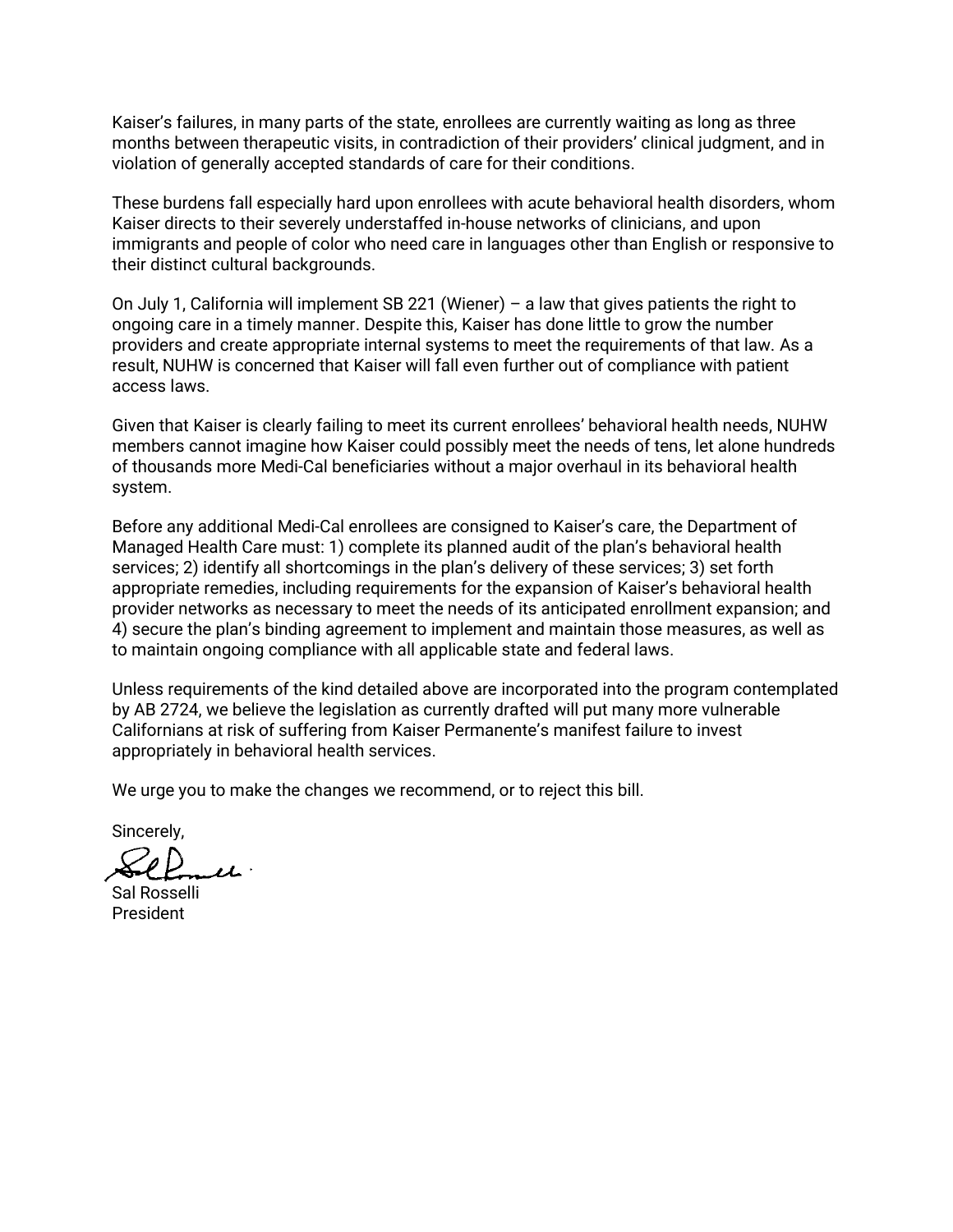Kaiser's failures, in many parts of the state, enrollees are currently waiting as long as three months between therapeutic visits, in contradiction of their providers' clinical judgment, and in violation of generally accepted standards of care for their conditions.

These burdens fall especially hard upon enrollees with acute behavioral health disorders, whom Kaiser directs to their severely understaffed in-house networks of clinicians, and upon immigrants and people of color who need care in languages other than English or responsive to their distinct cultural backgrounds.

On July 1, California will implement SB 221 (Wiener) – a law that gives patients the right to ongoing care in a timely manner. Despite this, Kaiser has done little to grow the number providers and create appropriate internal systems to meet the requirements of that law. As a result, NUHW is concerned that Kaiser will fall even further out of compliance with patient access laws.

Given that Kaiser is clearly failing to meet its current enrollees' behavioral health needs, NUHW members cannot imagine how Kaiser could possibly meet the needs of tens, let alone hundreds of thousands more Medi-Cal beneficiaries without a major overhaul in its behavioral health system.

Before any additional Medi-Cal enrollees are consigned to Kaiser's care, the Department of Managed Health Care must: 1) complete its planned audit of the plan's behavioral health services; 2) identify all shortcomings in the plan's delivery of these services; 3) set forth appropriate remedies, including requirements for the expansion of Kaiser's behavioral health provider networks as necessary to meet the needs of its anticipated enrollment expansion; and 4) secure the plan's binding agreement to implement and maintain those measures, as well as to maintain ongoing compliance with all applicable state and federal laws.

Unless requirements of the kind detailed above are incorporated into the program contemplated by AB 2724, we believe the legislation as currently drafted will put many more vulnerable Californians at risk of suffering from Kaiser Permanente's manifest failure to invest appropriately in behavioral health services.

We urge you to make the changes we recommend, or to reject this bill.

Sincerely,

Sal Rosselli
President